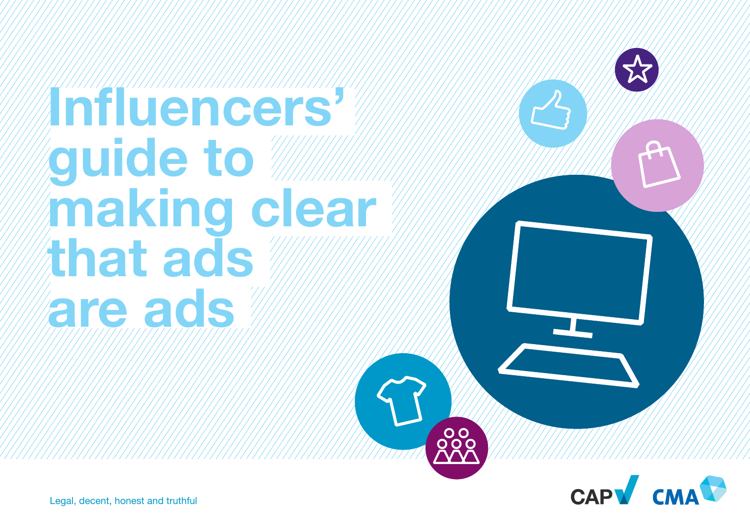# Influencers' guide to making clear that ads are ads

Legal, decent, honest and truthful

CAP CMA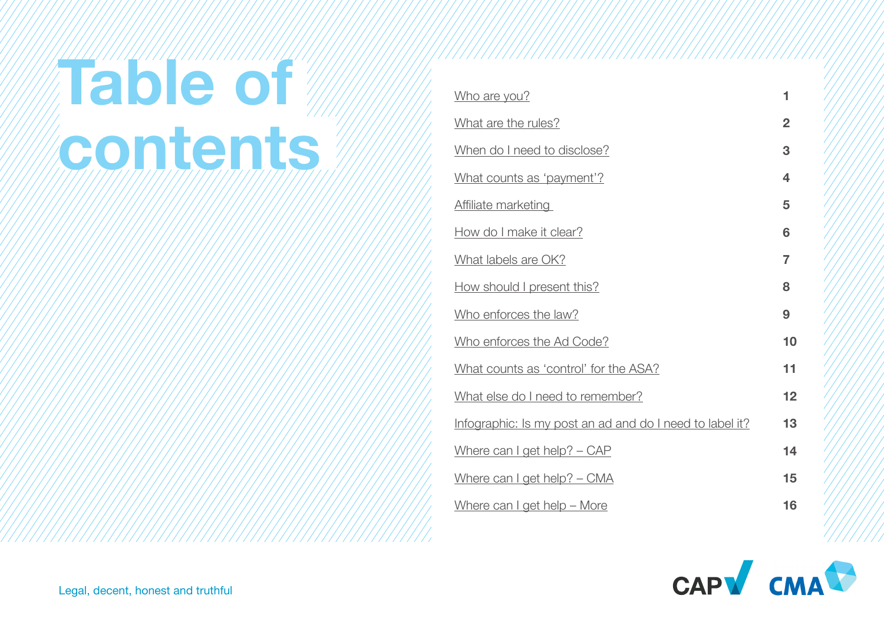# Table of contents

| | |
|---|---|
| Who are you? | 1 |
| What are the rules? | 2 |
| When do I need to disclose? | 3 |
| What counts as 'payment'? | 4 |
| Affiliate marketing | 5 |
| How do I make it clear? | 6 |
| What labels are OK? | 7 |
| How should I present this? | 8 |
| Who enforces the law? | 9 |
| Who enforces the Ad Code? | 10 |
| What counts as 'control' for the ASA? | 11 |
| What else do I need to remember? | 12 |
| Infographic: Is my post an ad and do I need to label it? | 13 |
| Where can I get help? – CAP | 14 |
| Where can I get help? – CMA | 15 |
| Where can I get help – More | 16 |

Legal, decent, honest and truthful

CAP CMA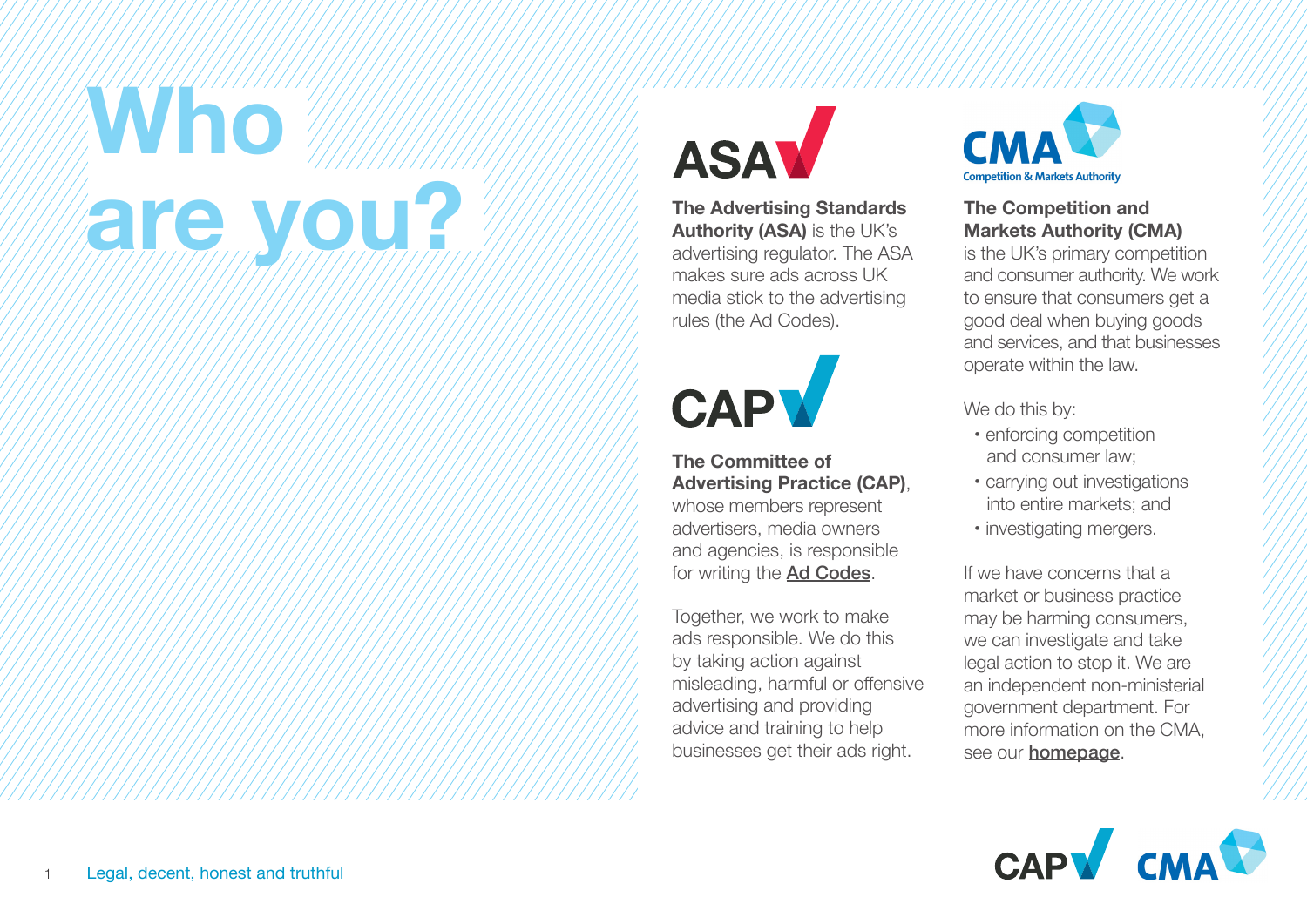# Who are you?

ASA

**The Advertising Standards Authority (ASA)** is the UK's advertising regulator. The ASA makes sure ads across UK media stick to the advertising rules (the Ad Codes).

CAP

**The Committee of Advertising Practice (CAP)**, whose members represent advertisers, media owners and agencies, is responsible for writing the Ad Codes.

Together, we work to make ads responsible. We do this by taking action against misleading, harmful or offensive advertising and providing advice and training to help businesses get their ads right.

CMA
Competition & Markets Authority

**The Competition and Markets Authority (CMA)** is the UK's primary competition and consumer authority. We work to ensure that consumers get a good deal when buying goods and services, and that businesses operate within the law.

We do this by:

- enforcing competition and consumer law;
- carrying out investigations into entire markets; and
- investigating mergers.

If we have concerns that a market or business practice may be harming consumers, we can investigate and take legal action to stop it. We are an independent non-ministerial government department. For more information on the CMA, see our homepage.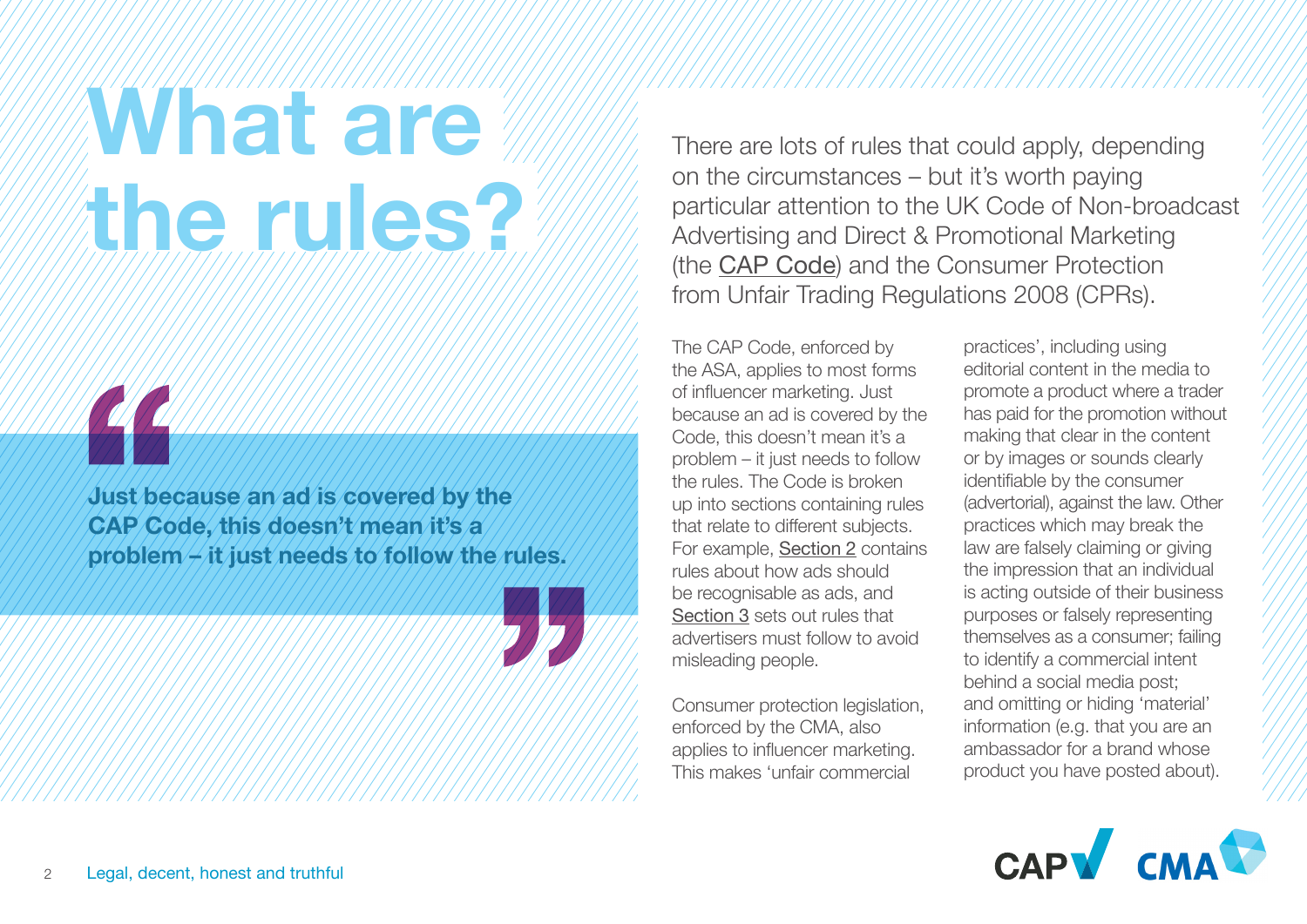# What are the rules?

> **Just because an ad is covered by the CAP Code, this doesn't mean it's a problem – it just needs to follow the rules.**

There are lots of rules that could apply, depending on the circumstances – but it's worth paying particular attention to the UK Code of Non-broadcast Advertising and Direct & Promotional Marketing (the CAP Code) and the Consumer Protection from Unfair Trading Regulations 2008 (CPRs).

The CAP Code, enforced by the ASA, applies to most forms of influencer marketing. Just because an ad is covered by the Code, this doesn't mean it's a problem – it just needs to follow the rules. The Code is broken up into sections containing rules that relate to different subjects. For example, Section 2 contains rules about how ads should be recognisable as ads, and Section 3 sets out rules that advertisers must follow to avoid misleading people.

Consumer protection legislation, enforced by the CMA, also applies to influencer marketing. This makes 'unfair commercial practices', including using editorial content in the media to promote a product where a trader has paid for the promotion without making that clear in the content or by images or sounds clearly identifiable by the consumer (advertorial), against the law. Other practices which may break the law are falsely claiming or giving the impression that an individual is acting outside of their business purposes or falsely representing themselves as a consumer; failing to identify a commercial intent behind a social media post; and omitting or hiding 'material' information (e.g. that you are an ambassador for a brand whose product you have posted about).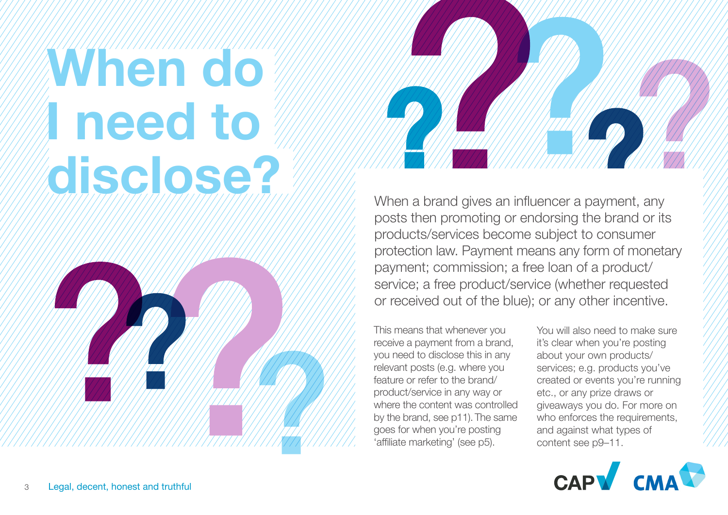# When do I need to disclose?

When a brand gives an influencer a payment, any posts then promoting or endorsing the brand or its products/services become subject to consumer protection law. Payment means any form of monetary payment; commission; a free loan of a product/ service; a free product/service (whether requested or received out of the blue); or any other incentive.

This means that whenever you receive a payment from a brand, you need to disclose this in any relevant posts (e.g. where you feature or refer to the brand/ product/service in any way or where the content was controlled by the brand, see p11). The same goes for when you're posting 'affiliate marketing' (see p5).

You will also need to make sure it's clear when you're posting about your own products/ services; e.g. products you've created or events you're running etc., or any prize draws or giveaways you do. For more on who enforces the requirements, and against what types of content see p9–11.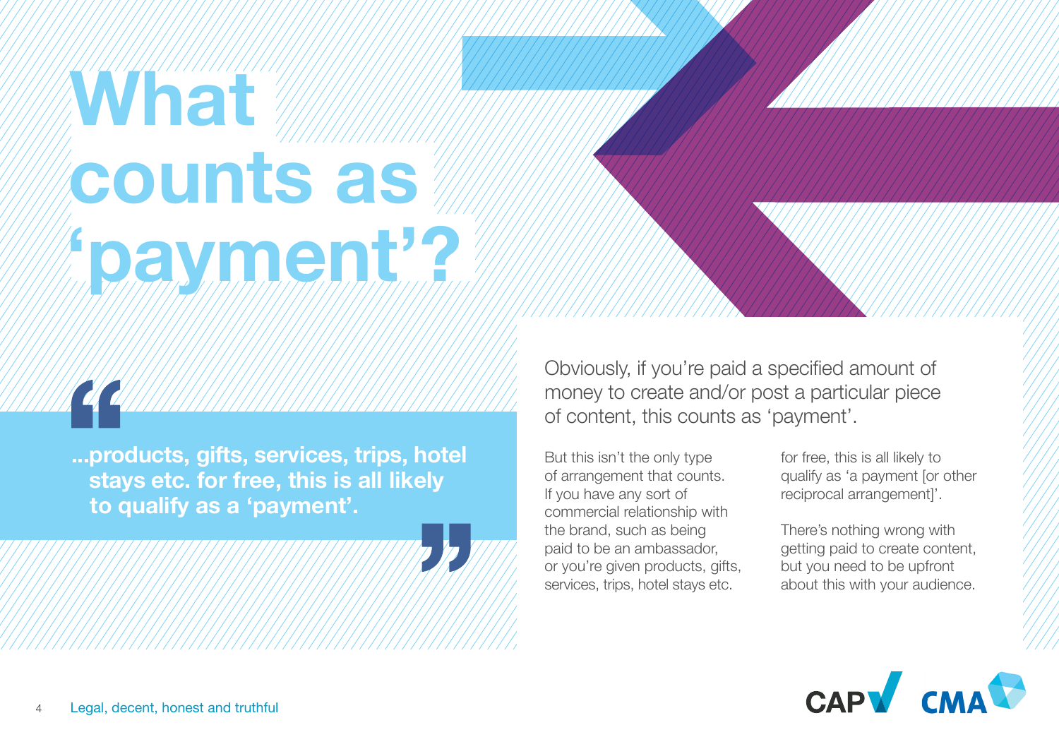# What counts as 'payment'?

> **...products, gifts, services, trips, hotel stays etc. for free, this is all likely to qualify as a 'payment'.**

Obviously, if you're paid a specified amount of money to create and/or post a particular piece of content, this counts as 'payment'.

But this isn't the only type of arrangement that counts. If you have any sort of commercial relationship with the brand, such as being paid to be an ambassador, or you're given products, gifts, services, trips, hotel stays etc. for free, this is all likely to qualify as 'a payment [or other reciprocal arrangement]'.

There's nothing wrong with getting paid to create content, but you need to be upfront about this with your audience.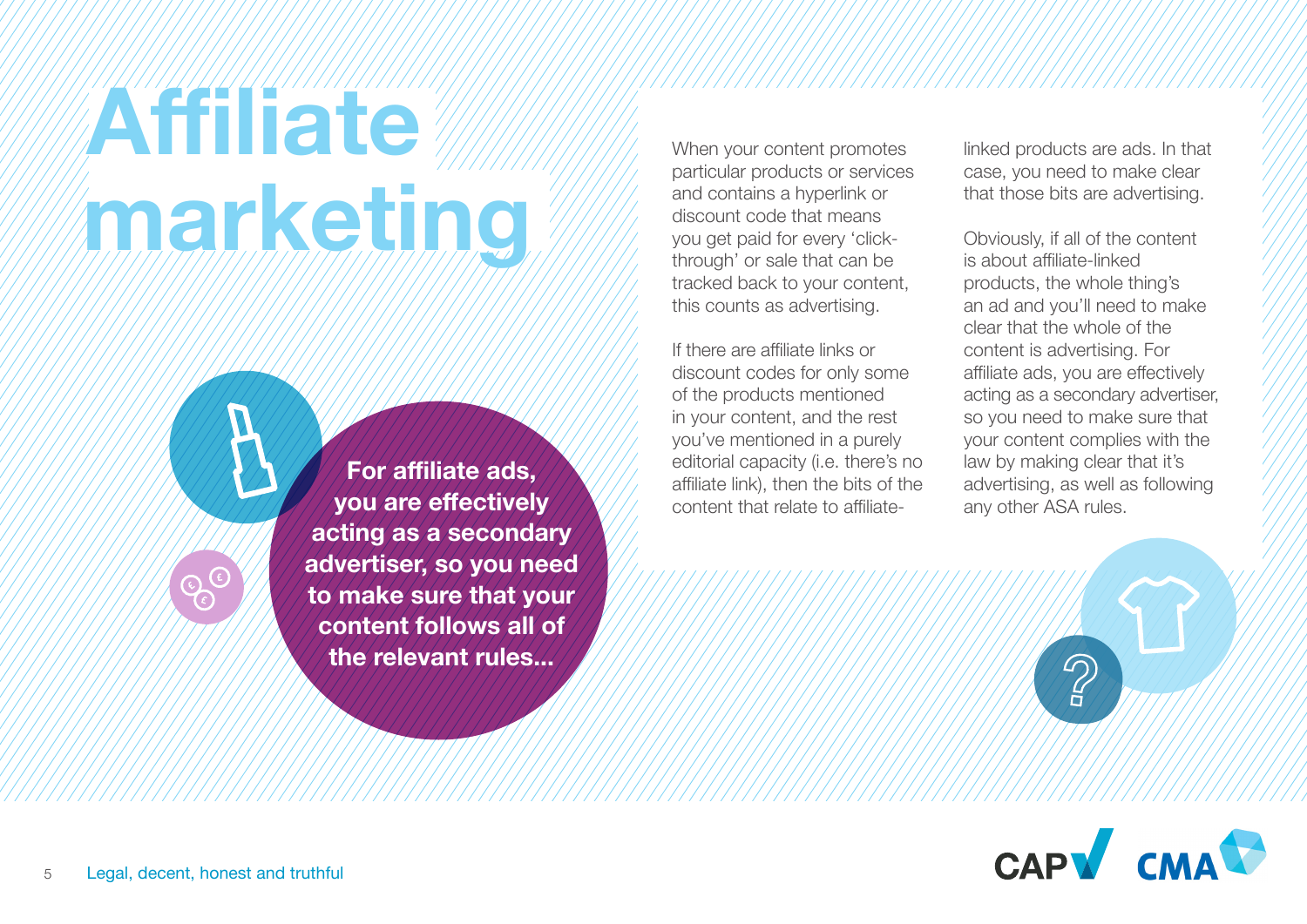# Affiliate marketing

**For affiliate ads, you are effectively acting as a secondary advertiser, so you need to make sure that your content follows all of the relevant rules...**

When your content promotes particular products or services and contains a hyperlink or discount code that means you get paid for every 'click-through' or sale that can be tracked back to your content, this counts as advertising.

If there are affiliate links or discount codes for only some of the products mentioned in your content, and the rest you've mentioned in a purely editorial capacity (i.e. there's no affiliate link), then the bits of the content that relate to affiliate-linked products are ads. In that case, you need to make clear that those bits are advertising.

Obviously, if all of the content is about affiliate-linked products, the whole thing's an ad and you'll need to make clear that the whole of the content is advertising. For affiliate ads, you are effectively acting as a secondary advertiser, so you need to make sure that your content complies with the law by making clear that it's advertising, as well as following any other ASA rules.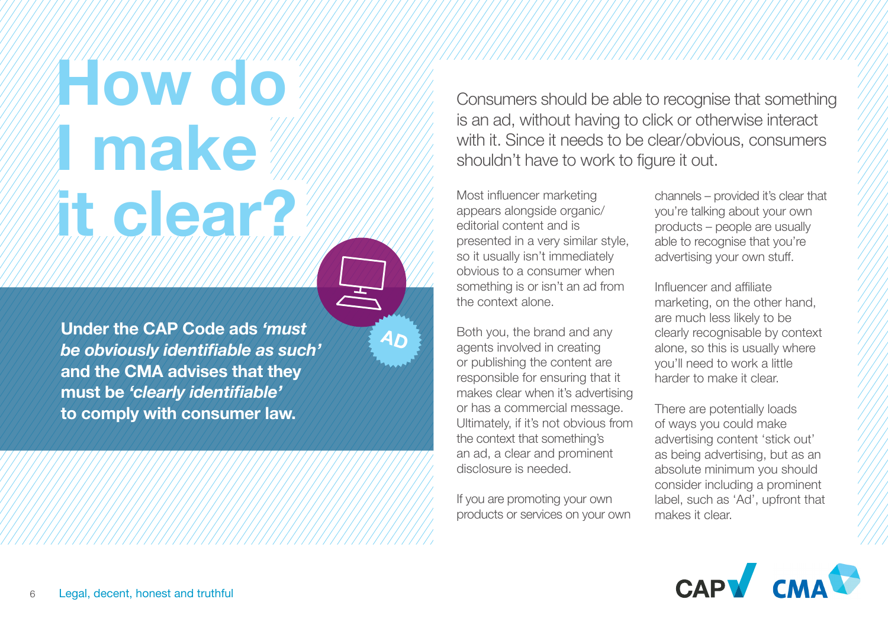# How do I make it clear?

**Under the CAP Code ads *'must be obviously identifiable as such'* and the CMA advises that they must be *'clearly identifiable'* to comply with consumer law.**

AD

Consumers should be able to recognise that something is an ad, without having to click or otherwise interact with it. Since it needs to be clear/obvious, consumers shouldn't have to work to figure it out.

Most influencer marketing appears alongside organic/editorial content and is presented in a very similar style, so it usually isn't immediately obvious to a consumer when something is or isn't an ad from the context alone.

Both you, the brand and any agents involved in creating or publishing the content are responsible for ensuring that it makes clear when it's advertising or has a commercial message. Ultimately, if it's not obvious from the context that something's an ad, a clear and prominent disclosure is needed.

If you are promoting your own products or services on your own channels – provided it's clear that you're talking about your own products – people are usually able to recognise that you're advertising your own stuff.

Influencer and affiliate marketing, on the other hand, are much less likely to be clearly recognisable by context alone, so this is usually where you'll need to work a little harder to make it clear.

There are potentially loads of ways you could make advertising content 'stick out' as being advertising, but as an absolute minimum you should consider including a prominent label, such as 'Ad', upfront that makes it clear.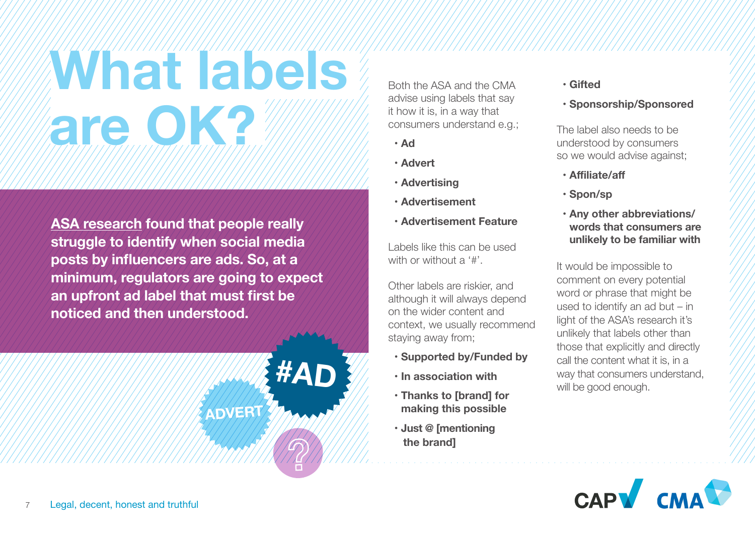# What labels are OK?

**ASA research found that people really struggle to identify when social media posts by influencers are ads. So, at a minimum, regulators are going to expect an upfront ad label that must first be noticed and then understood.**

Both the ASA and the CMA advise using labels that say it how it is, in a way that consumers understand e.g.;

- **Ad**
- **Advert**
- **Advertising**
- **Advertisement**
- **Advertisement Feature**

Labels like this can be used with or without a '#'.

Other labels are riskier, and although it will always depend on the wider content and context, we usually recommend staying away from;

- **Supported by/Funded by**
- **In association with**
- **Thanks to [brand] for making this possible**
- **Just @ [mentioning the brand]**
- **Gifted**
- **Sponsorship/Sponsored**

The label also needs to be understood by consumers so we would advise against;

- **Affiliate/aff**
- **Spon/sp**
- **Any other abbreviations/ words that consumers are unlikely to be familiar with**

It would be impossible to comment on every potential word or phrase that might be used to identify an ad but – in light of the ASA's research it's unlikely that labels other than those that explicitly and directly call the content what it is, in a way that consumers understand, will be good enough.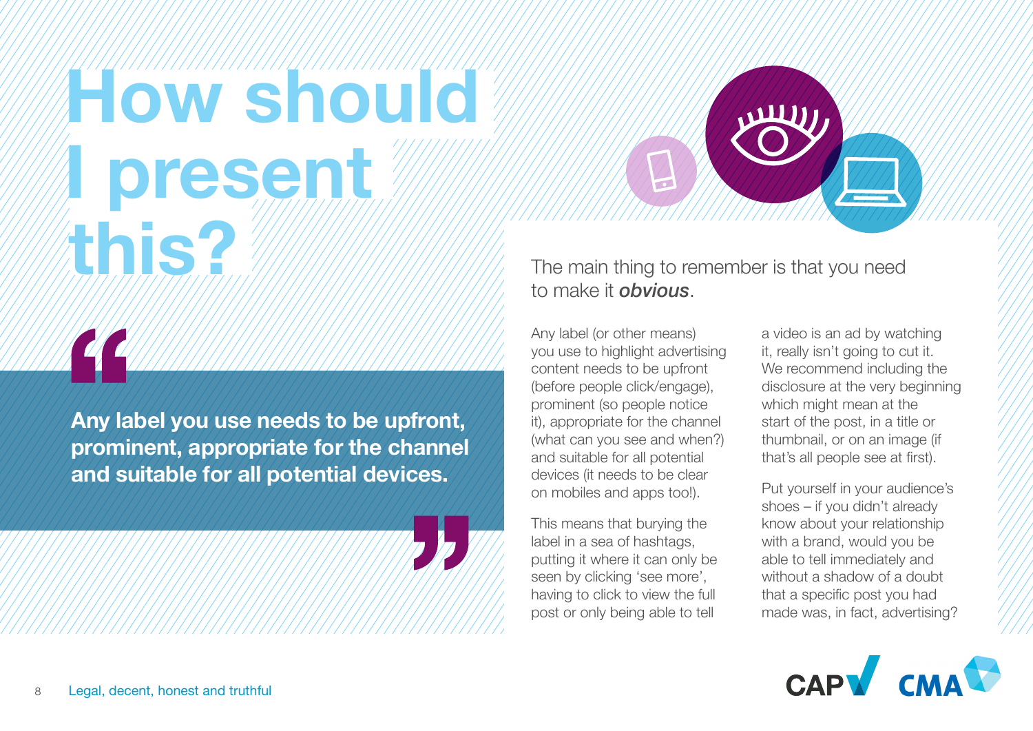# How should I present this?

> **Any label you use needs to be upfront, prominent, appropriate for the channel and suitable for all potential devices.**

The main thing to remember is that you need to make it ***obvious***.

Any label (or other means) you use to highlight advertising content needs to be upfront (before people click/engage), prominent (so people notice it), appropriate for the channel (what can you see and when?) and suitable for all potential devices (it needs to be clear on mobiles and apps too!).

This means that burying the label in a sea of hashtags, putting it where it can only be seen by clicking 'see more', having to click to view the full post or only being able to tell a video is an ad by watching it, really isn't going to cut it. We recommend including the disclosure at the very beginning which might mean at the start of the post, in a title or thumbnail, or on an image (if that's all people see at first).

Put yourself in your audience's shoes – if you didn't already know about your relationship with a brand, would you be able to tell immediately and without a shadow of a doubt that a specific post you had made was, in fact, advertising?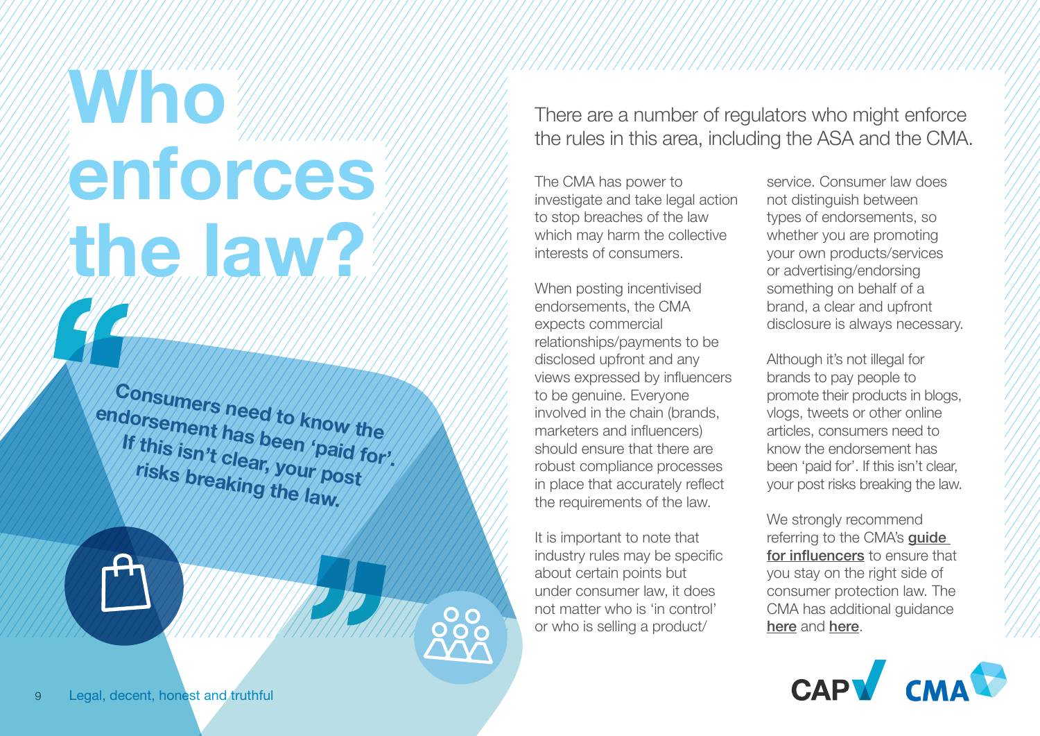# Who enforces the law?

> Consumers need to know the endorsement has been 'paid for'. If this isn't clear, your post risks breaking the law.

There are a number of regulators who might enforce the rules in this area, including the ASA and the CMA.

The CMA has power to investigate and take legal action to stop breaches of the law which may harm the collective interests of consumers.

When posting incentivised endorsements, the CMA expects commercial relationships/payments to be disclosed upfront and any views expressed by influencers to be genuine. Everyone involved in the chain (brands, marketers and influencers) should ensure that there are robust compliance processes in place that accurately reflect the requirements of the law.

It is important to note that industry rules may be specific about certain points but under consumer law, it does not matter who is 'in control' or who is selling a product/service. Consumer law does not distinguish between types of endorsements, so whether you are promoting your own products/services or advertising/endorsing something on behalf of a brand, a clear and upfront disclosure is always necessary.

Although it's not illegal for brands to pay people to promote their products in blogs, vlogs, tweets or other online articles, consumers need to know the endorsement has been 'paid for'. If this isn't clear, your post risks breaking the law.

We strongly recommend referring to the CMA's **guide for influencers** to ensure that you stay on the right side of consumer protection law. The CMA has additional guidance **here** and **here**.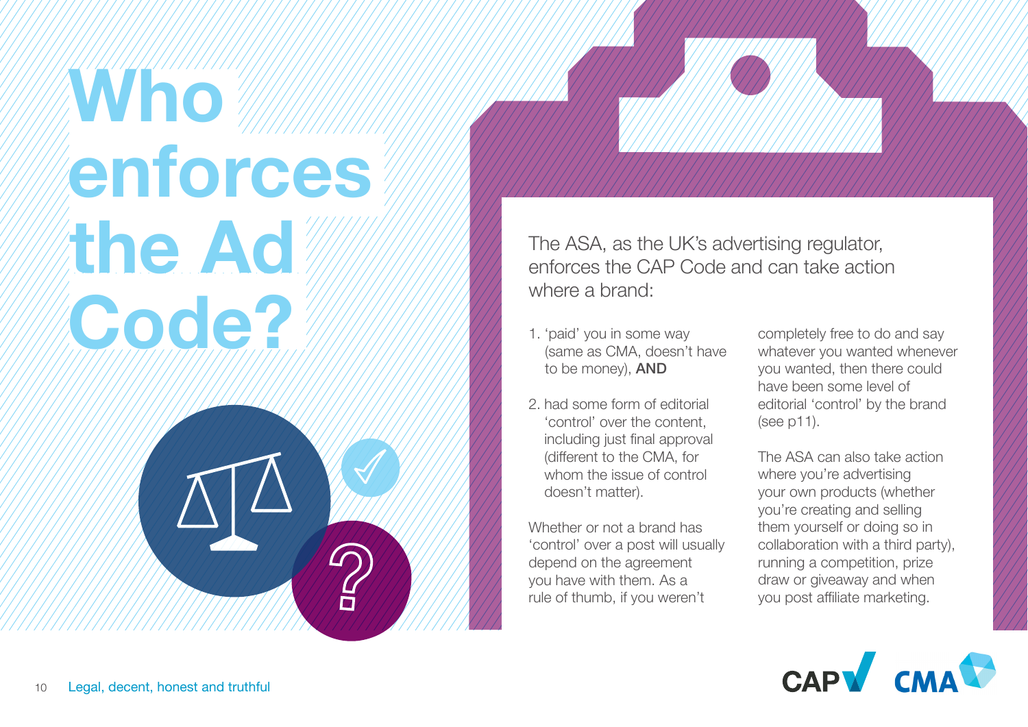# Who enforces the Ad Code?

The ASA, as the UK's advertising regulator, enforces the CAP Code and can take action where a brand:

1. 'paid' you in some way (same as CMA, doesn't have to be money), **AND**
2. had some form of editorial 'control' over the content, including just final approval (different to the CMA, for whom the issue of control doesn't matter).

Whether or not a brand has 'control' over a post will usually depend on the agreement you have with them. As a rule of thumb, if you weren't completely free to do and say whatever you wanted whenever you wanted, then there could have been some level of editorial 'control' by the brand (see p11).

The ASA can also take action where you're advertising your own products (whether you're creating and selling them yourself or doing so in collaboration with a third party), running a competition, prize draw or giveaway and when you post affiliate marketing.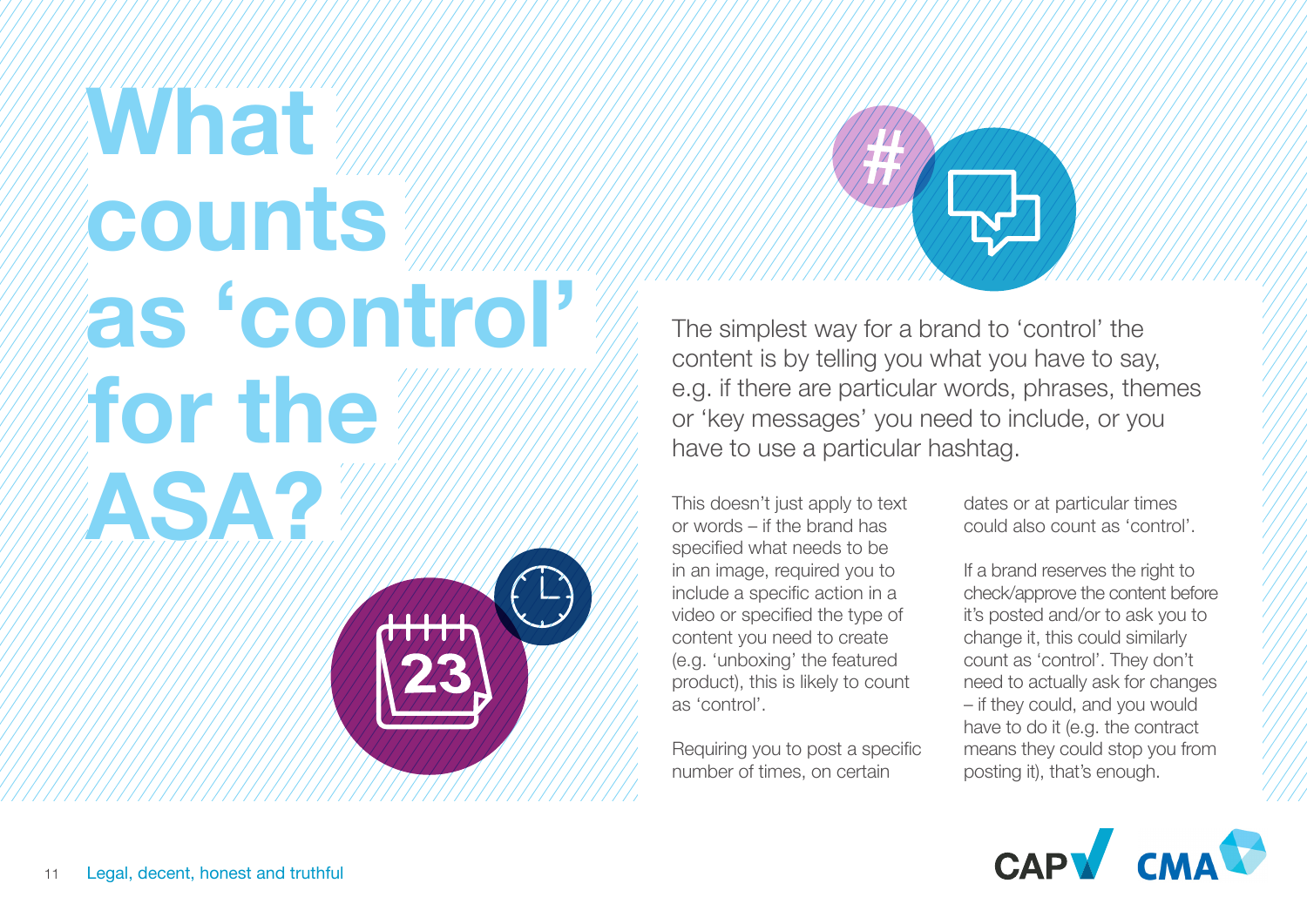# What counts as 'control' for the ASA?

The simplest way for a brand to 'control' the content is by telling you what you have to say, e.g. if there are particular words, phrases, themes or 'key messages' you need to include, or you have to use a particular hashtag.

This doesn't just apply to text or words – if the brand has specified what needs to be in an image, required you to include a specific action in a video or specified the type of content you need to create (e.g. 'unboxing' the featured product), this is likely to count as 'control'.

Requiring you to post a specific number of times, on certain dates or at particular times could also count as 'control'.

If a brand reserves the right to check/approve the content before it's posted and/or to ask you to change it, this could similarly count as 'control'. They don't need to actually ask for changes – if they could, and you would have to do it (e.g. the contract means they could stop you from posting it), that's enough.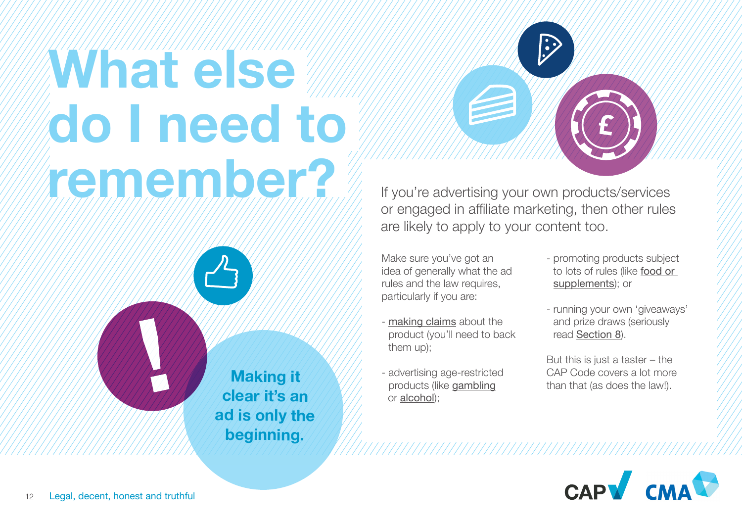# What else do I need to remember?

**Making it clear it's an ad is only the beginning.**

If you're advertising your own products/services or engaged in affiliate marketing, then other rules are likely to apply to your content too.

Make sure you've got an idea of generally what the ad rules and the law requires, particularly if you are:

- making claims about the product (you'll need to back them up);
- advertising age-restricted products (like gambling or alcohol);
- promoting products subject to lots of rules (like food or supplements); or
- running your own 'giveaways' and prize draws (seriously read Section 8).

But this is just a taster – the CAP Code covers a lot more than that (as does the law!).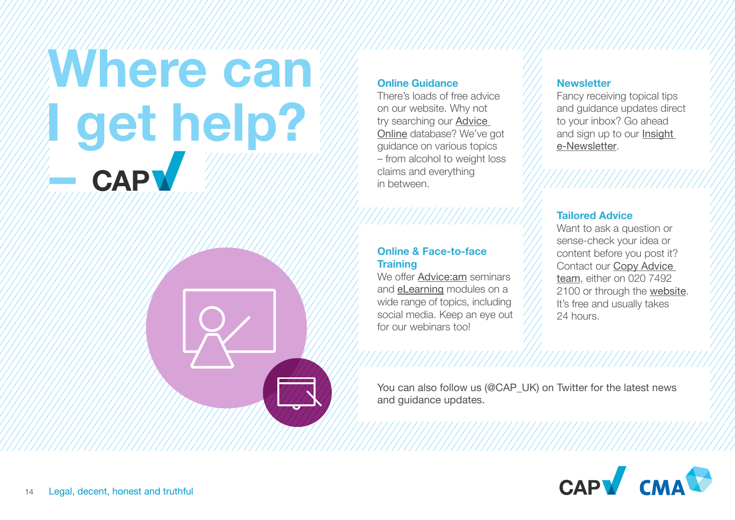# Where can I get help? – CAP

### Online Guidance

There's loads of free advice on our website. Why not try searching our Advice Online database? We've got guidance on various topics – from alcohol to weight loss claims and everything in between.

### Newsletter

Fancy receiving topical tips and guidance updates direct to your inbox? Go ahead and sign up to our Insight e-Newsletter.

### Online & Face-to-face Training

We offer Advice:am seminars and eLearning modules on a wide range of topics, including social media. Keep an eye out for our webinars too!

### Tailored Advice

Want to ask a question or sense-check your idea or content before you post it? Contact our Copy Advice team, either on 020 7492 2100 or through the website. It's free and usually takes 24 hours.

You can also follow us (@CAP_UK) on Twitter for the latest news and guidance updates.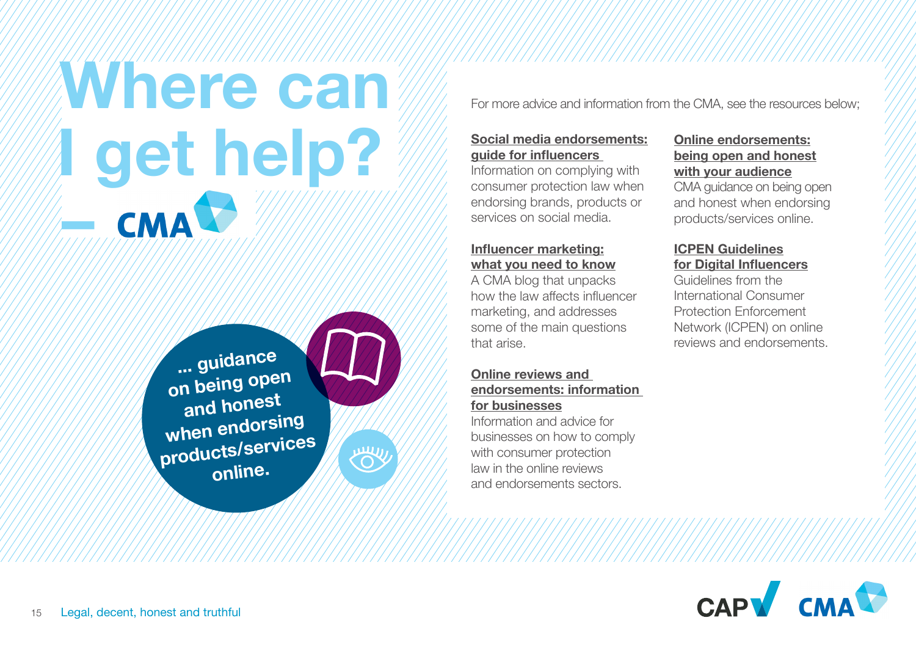# Where can I get help? – CMA

... guidance on being open and honest when endorsing products/services online.

For more advice and information from the CMA, see the resources below;

**Social media endorsements: guide for influencers**
Information on complying with consumer protection law when endorsing brands, products or services on social media.

**Influencer marketing: what you need to know**
A CMA blog that unpacks how the law affects influencer marketing, and addresses some of the main questions that arise.

**Online reviews and endorsements: information for businesses**
Information and advice for businesses on how to comply with consumer protection law in the online reviews and endorsements sectors.

**Online endorsements: being open and honest with your audience**
CMA guidance on being open and honest when endorsing products/services online.

**ICPEN Guidelines for Digital Influencers**
Guidelines from the International Consumer Protection Enforcement Network (ICPEN) on online reviews and endorsements.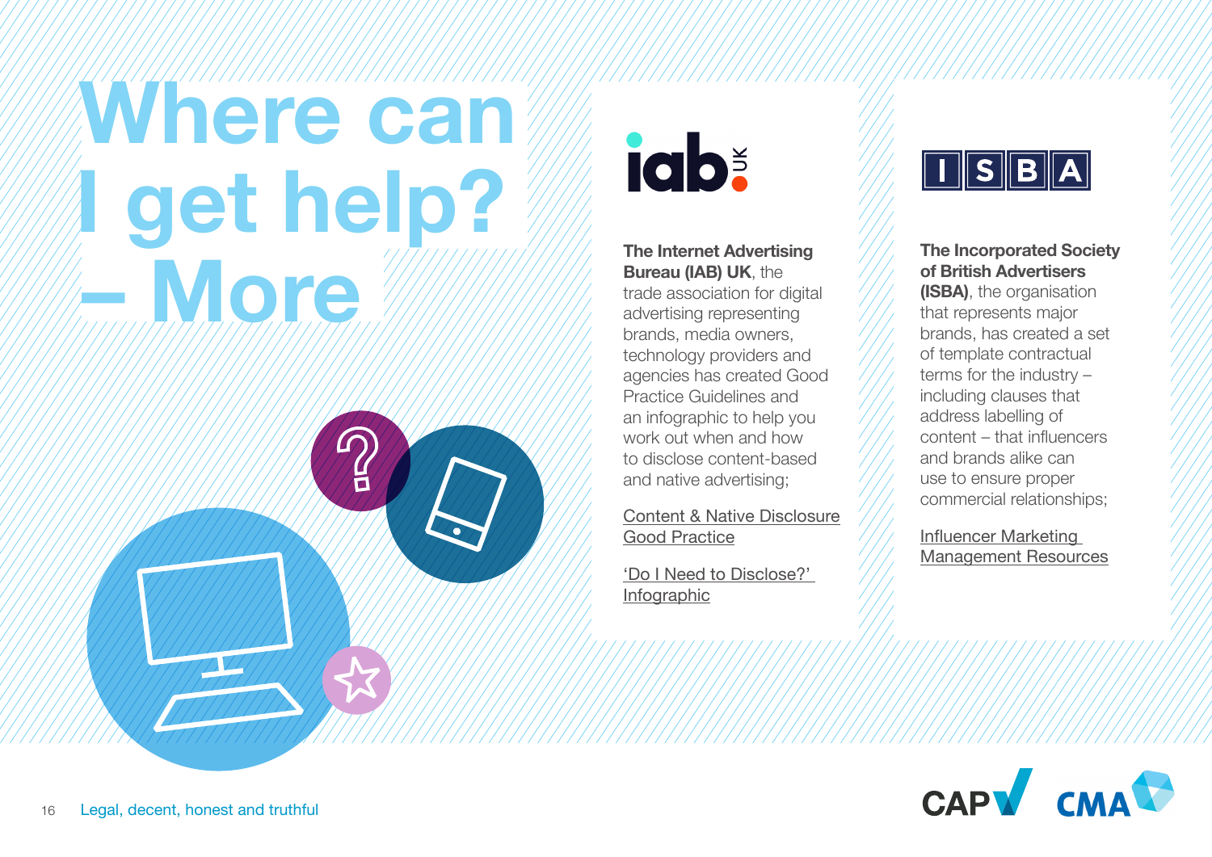# Where can I get help? – More

**The Internet Advertising Bureau (IAB) UK**, the trade association for digital advertising representing brands, media owners, technology providers and agencies has created Good Practice Guidelines and an infographic to help you work out when and how to disclose content-based and native advertising;

Content & Native Disclosure Good Practice

'Do I Need to Disclose?' Infographic

**The Incorporated Society of British Advertisers (ISBA)**, the organisation that represents major brands, has created a set of template contractual terms for the industry – including clauses that address labelling of content – that influencers and brands alike can use to ensure proper commercial relationships;

Influencer Marketing Management Resources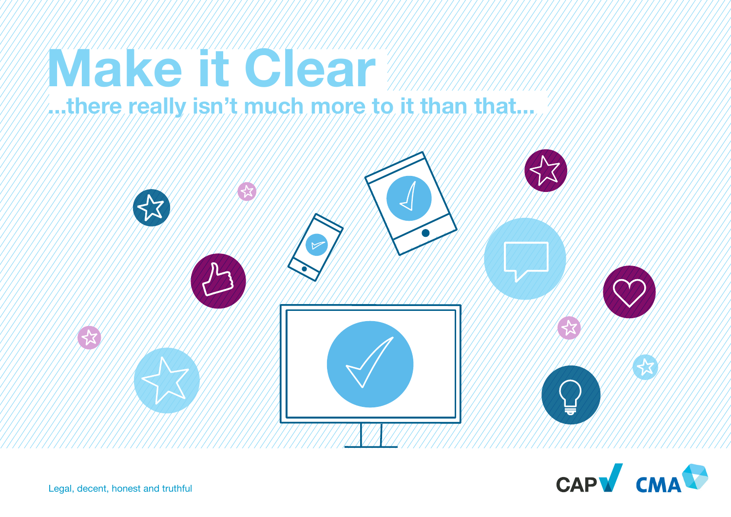# Make it Clear

## ...there really isn't much more to it than that...

Legal, decent, honest and truthful

CAP CMA